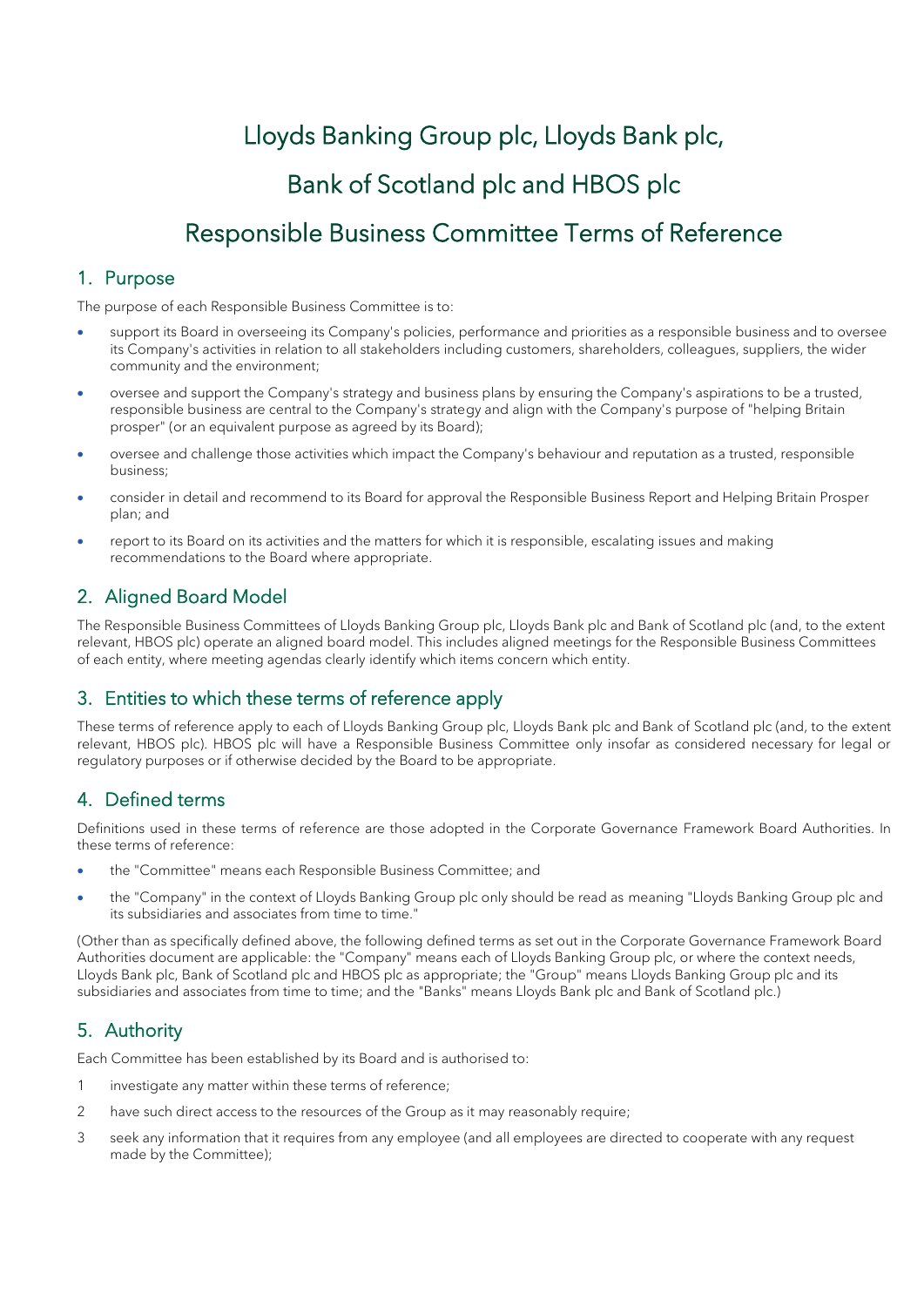# Lloyds Banking Group plc, Lloyds Bank plc,

# Bank of Scotland plc and HBOS plc

# Responsible Business Committee Terms of Reference

## 1. Purpose

The purpose of each Responsible Business Committee is to:

- support its Board in overseeing its Company's policies, performance and priorities as a responsible business and to oversee its Company's activities in relation to all stakeholders including customers, shareholders, colleagues, suppliers, the wider community and the environment;
- oversee and support the Company's strategy and business plans by ensuring the Company's aspirations to be a trusted, responsible business are central to the Company's strategy and align with the Company's purpose of "helping Britain prosper" (or an equivalent purpose as agreed by its Board);
- oversee and challenge those activities which impact the Company's behaviour and reputation as a trusted, responsible business;
- consider in detail and recommend to its Board for approval the Responsible Business Report and Helping Britain Prosper plan; and
- report to its Board on its activities and the matters for which it is responsible, escalating issues and making recommendations to the Board where appropriate.

## 2. Aligned Board Model

The Responsible Business Committees of Lloyds Banking Group plc, Lloyds Bank plc and Bank of Scotland plc (and, to the extent relevant, HBOS plc) operate an aligned board model. This includes aligned meetings for the Responsible Business Committees of each entity, where meeting agendas clearly identify which items concern which entity.

## 3. Entities to which these terms of reference apply

These terms of reference apply to each of Lloyds Banking Group plc, Lloyds Bank plc and Bank of Scotland plc (and, to the extent relevant, HBOS plc). HBOS plc will have a Responsible Business Committee only insofar as considered necessary for legal or regulatory purposes or if otherwise decided by the Board to be appropriate.

## 4. Defined terms

Definitions used in these terms of reference are those adopted in the Corporate Governance Framework Board Authorities. In these terms of reference:

- the "Committee" means each Responsible Business Committee; and
- the "Company" in the context of Lloyds Banking Group plc only should be read as meaning "Lloyds Banking Group plc and its subsidiaries and associates from time to time."

(Other than as specifically defined above, the following defined terms as set out in the Corporate Governance Framework Board Authorities document are applicable: the "Company" means each of Lloyds Banking Group plc, or where the context needs, Lloyds Bank plc, Bank of Scotland plc and HBOS plc as appropriate; the "Group" means Lloyds Banking Group plc and its subsidiaries and associates from time to time; and the "Banks" means Lloyds Bank plc and Bank of Scotland plc.)

## 5. Authority

Each Committee has been established by its Board and is authorised to:

1. investigate any matter within these terms of reference;
2. have such direct access to the resources of the Group as it may reasonably require;
3. seek any information that it requires from any employee (and all employees are directed to cooperate with any request made by the Committee);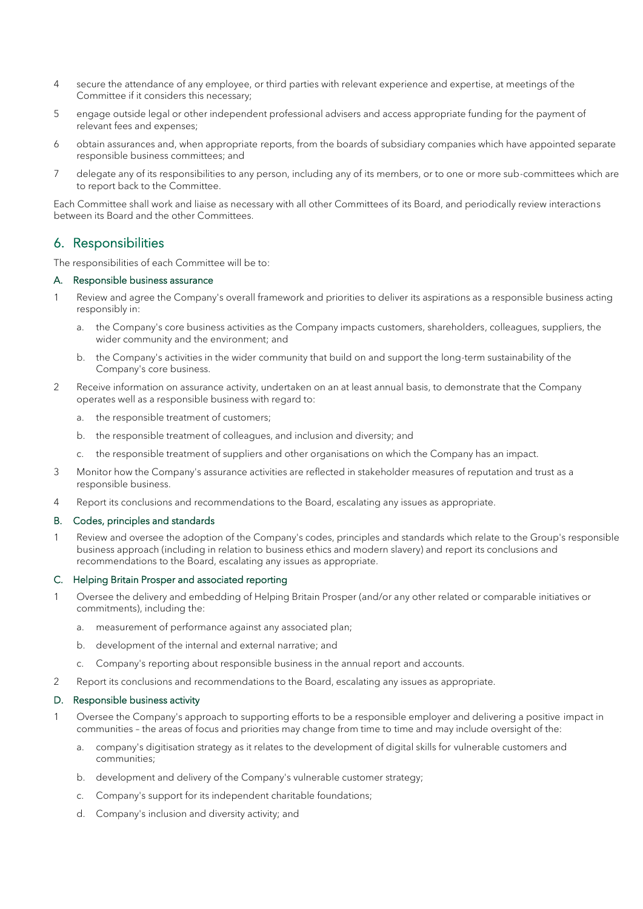4 secure the attendance of any employee, or third parties with relevant experience and expertise, at meetings of the Committee if it considers this necessary;

5 engage outside legal or other independent professional advisers and access appropriate funding for the payment of relevant fees and expenses;

6 obtain assurances and, when appropriate reports, from the boards of subsidiary companies which have appointed separate responsible business committees; and

7 delegate any of its responsibilities to any person, including any of its members, or to one or more sub-committees which are to report back to the Committee.

Each Committee shall work and liaise as necessary with all other Committees of its Board, and periodically review interactions between its Board and the other Committees.

## 6. Responsibilities

The responsibilities of each Committee will be to:

### A. Responsible business assurance

1 Review and agree the Company's overall framework and priorities to deliver its aspirations as a responsible business acting responsibly in:

   a. the Company's core business activities as the Company impacts customers, shareholders, colleagues, suppliers, the wider community and the environment; and

   b. the Company's activities in the wider community that build on and support the long-term sustainability of the Company's core business.

2 Receive information on assurance activity, undertaken on an at least annual basis, to demonstrate that the Company operates well as a responsible business with regard to:

   a. the responsible treatment of customers;

   b. the responsible treatment of colleagues, and inclusion and diversity; and

   c. the responsible treatment of suppliers and other organisations on which the Company has an impact.

3 Monitor how the Company's assurance activities are reflected in stakeholder measures of reputation and trust as a responsible business.

4 Report its conclusions and recommendations to the Board, escalating any issues as appropriate.

### B. Codes, principles and standards

1 Review and oversee the adoption of the Company's codes, principles and standards which relate to the Group's responsible business approach (including in relation to business ethics and modern slavery) and report its conclusions and recommendations to the Board, escalating any issues as appropriate.

### C. Helping Britain Prosper and associated reporting

1 Oversee the delivery and embedding of Helping Britain Prosper (and/or any other related or comparable initiatives or commitments), including the:

   a. measurement of performance against any associated plan;

   b. development of the internal and external narrative; and

   c. Company's reporting about responsible business in the annual report and accounts.

2 Report its conclusions and recommendations to the Board, escalating any issues as appropriate.

### D. Responsible business activity

1 Oversee the Company's approach to supporting efforts to be a responsible employer and delivering a positive impact in communities – the areas of focus and priorities may change from time to time and may include oversight of the:

   a. company's digitisation strategy as it relates to the development of digital skills for vulnerable customers and communities;

   b. development and delivery of the Company's vulnerable customer strategy;

   c. Company's support for its independent charitable foundations;

   d. Company's inclusion and diversity activity; and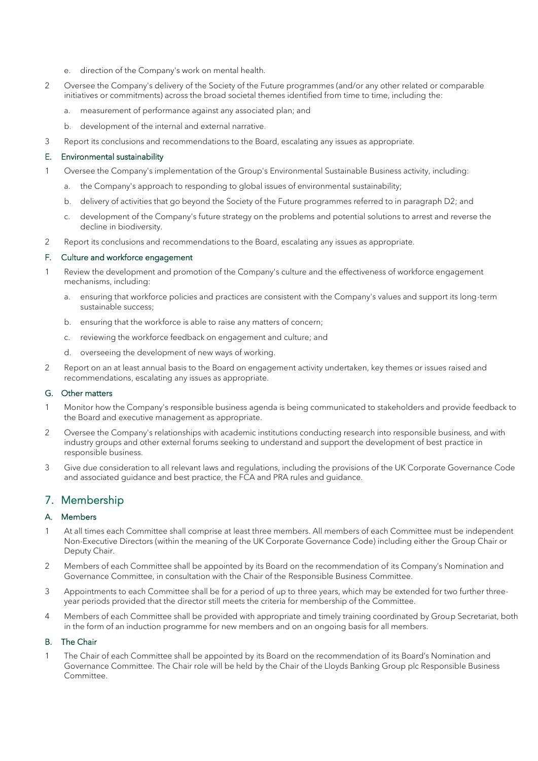e. direction of the Company's work on mental health.

2. Oversee the Company's delivery of the Society of the Future programmes (and/or any other related or comparable initiatives or commitments) across the broad societal themes identified from time to time, including the:

   a. measurement of performance against any associated plan; and

   b. development of the internal and external narrative.

3. Report its conclusions and recommendations to the Board, escalating any issues as appropriate.

### E. Environmental sustainability

1. Oversee the Company's implementation of the Group's Environmental Sustainable Business activity, including:

   a. the Company's approach to responding to global issues of environmental sustainability;

   b. delivery of activities that go beyond the Society of the Future programmes referred to in paragraph D2; and

   c. development of the Company's future strategy on the problems and potential solutions to arrest and reverse the decline in biodiversity.

2. Report its conclusions and recommendations to the Board, escalating any issues as appropriate.

### F. Culture and workforce engagement

1. Review the development and promotion of the Company's culture and the effectiveness of workforce engagement mechanisms, including:

   a. ensuring that workforce policies and practices are consistent with the Company's values and support its long-term sustainable success;

   b. ensuring that the workforce is able to raise any matters of concern;

   c. reviewing the workforce feedback on engagement and culture; and

   d. overseeing the development of new ways of working.

2. Report on an at least annual basis to the Board on engagement activity undertaken, key themes or issues raised and recommendations, escalating any issues as appropriate.

### G. Other matters

1. Monitor how the Company's responsible business agenda is being communicated to stakeholders and provide feedback to the Board and executive management as appropriate.

2. Oversee the Company's relationships with academic institutions conducting research into responsible business, and with industry groups and other external forums seeking to understand and support the development of best practice in responsible business.

3. Give due consideration to all relevant laws and regulations, including the provisions of the UK Corporate Governance Code and associated guidance and best practice, the FCA and PRA rules and guidance.

## 7. Membership

### A. Members

1. At all times each Committee shall comprise at least three members. All members of each Committee must be independent Non-Executive Directors (within the meaning of the UK Corporate Governance Code) including either the Group Chair or Deputy Chair.

2. Members of each Committee shall be appointed by its Board on the recommendation of its Company's Nomination and Governance Committee, in consultation with the Chair of the Responsible Business Committee.

3. Appointments to each Committee shall be for a period of up to three years, which may be extended for two further three-year periods provided that the director still meets the criteria for membership of the Committee.

4. Members of each Committee shall be provided with appropriate and timely training coordinated by Group Secretariat, both in the form of an induction programme for new members and on an ongoing basis for all members.

### B. The Chair

1. The Chair of each Committee shall be appointed by its Board on the recommendation of its Board's Nomination and Governance Committee. The Chair role will be held by the Chair of the Lloyds Banking Group plc Responsible Business Committee.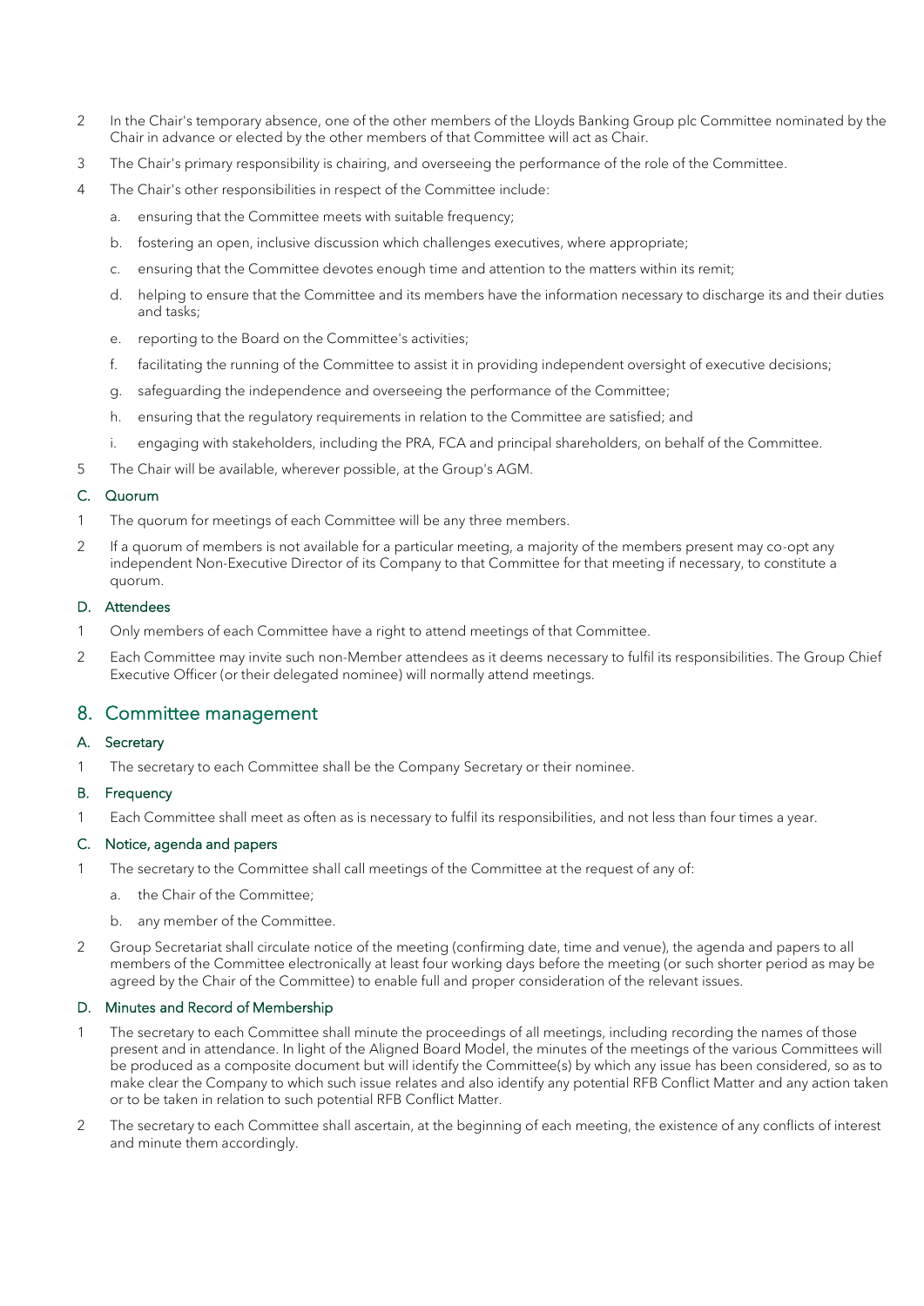2 In the Chair's temporary absence, one of the other members of the Lloyds Banking Group plc Committee nominated by the Chair in advance or elected by the other members of that Committee will act as Chair.

3 The Chair's primary responsibility is chairing, and overseeing the performance of the role of the Committee.

4 The Chair's other responsibilities in respect of the Committee include:

a. ensuring that the Committee meets with suitable frequency;

b. fostering an open, inclusive discussion which challenges executives, where appropriate;

c. ensuring that the Committee devotes enough time and attention to the matters within its remit;

d. helping to ensure that the Committee and its members have the information necessary to discharge its and their duties and tasks;

e. reporting to the Board on the Committee's activities;

f. facilitating the running of the Committee to assist it in providing independent oversight of executive decisions;

g. safeguarding the independence and overseeing the performance of the Committee;

h. ensuring that the regulatory requirements in relation to the Committee are satisfied; and

i. engaging with stakeholders, including the PRA, FCA and principal shareholders, on behalf of the Committee.

5 The Chair will be available, wherever possible, at the Group's AGM.

### C. Quorum

1 The quorum for meetings of each Committee will be any three members.

2 If a quorum of members is not available for a particular meeting, a majority of the members present may co-opt any independent Non-Executive Director of its Company to that Committee for that meeting if necessary, to constitute a quorum.

### D. Attendees

1 Only members of each Committee have a right to attend meetings of that Committee.

2 Each Committee may invite such non-Member attendees as it deems necessary to fulfil its responsibilities. The Group Chief Executive Officer (or their delegated nominee) will normally attend meetings.

## 8. Committee management

### A. Secretary

1 The secretary to each Committee shall be the Company Secretary or their nominee.

### B. Frequency

1 Each Committee shall meet as often as is necessary to fulfil its responsibilities, and not less than four times a year.

### C. Notice, agenda and papers

1 The secretary to the Committee shall call meetings of the Committee at the request of any of:

a. the Chair of the Committee;

b. any member of the Committee.

2 Group Secretariat shall circulate notice of the meeting (confirming date, time and venue), the agenda and papers to all members of the Committee electronically at least four working days before the meeting (or such shorter period as may be agreed by the Chair of the Committee) to enable full and proper consideration of the relevant issues.

### D. Minutes and Record of Membership

1 The secretary to each Committee shall minute the proceedings of all meetings, including recording the names of those present and in attendance. In light of the Aligned Board Model, the minutes of the meetings of the various Committees will be produced as a composite document but will identify the Committee(s) by which any issue has been considered, so as to make clear the Company to which such issue relates and also identify any potential RFB Conflict Matter and any action taken or to be taken in relation to such potential RFB Conflict Matter.

2 The secretary to each Committee shall ascertain, at the beginning of each meeting, the existence of any conflicts of interest and minute them accordingly.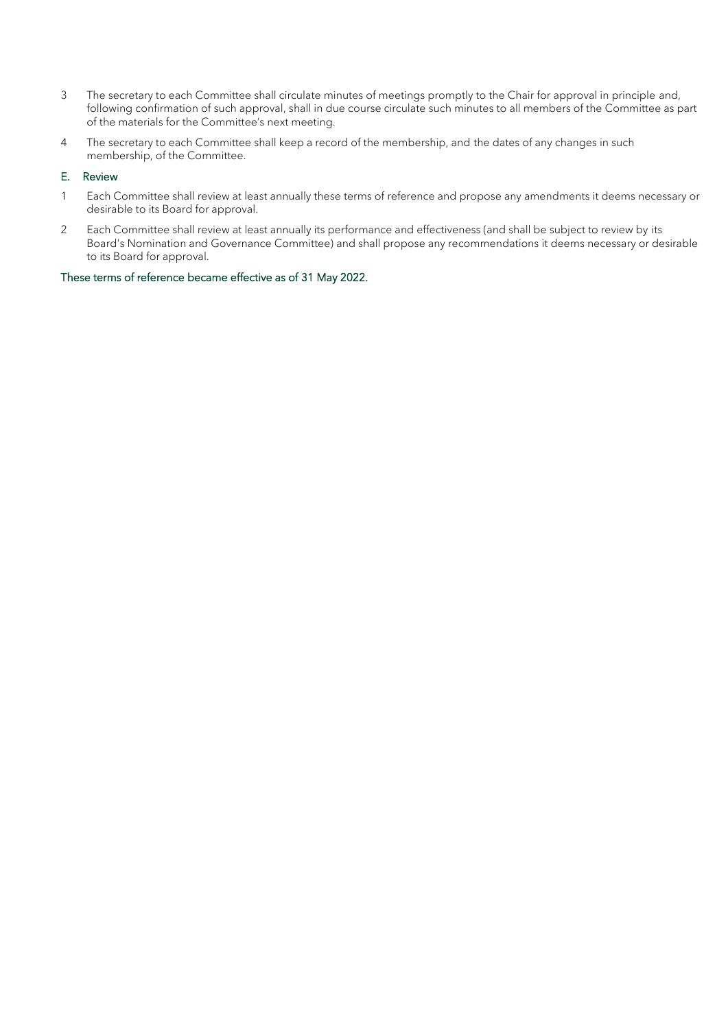3 The secretary to each Committee shall circulate minutes of meetings promptly to the Chair for approval in principle and, following confirmation of such approval, shall in due course circulate such minutes to all members of the Committee as part of the materials for the Committee's next meeting.

4 The secretary to each Committee shall keep a record of the membership, and the dates of any changes in such membership, of the Committee.

## E. Review

1 Each Committee shall review at least annually these terms of reference and propose any amendments it deems necessary or desirable to its Board for approval.

2 Each Committee shall review at least annually its performance and effectiveness (and shall be subject to review by its Board's Nomination and Governance Committee) and shall propose any recommendations it deems necessary or desirable to its Board for approval.

These terms of reference became effective as of 31 May 2022.